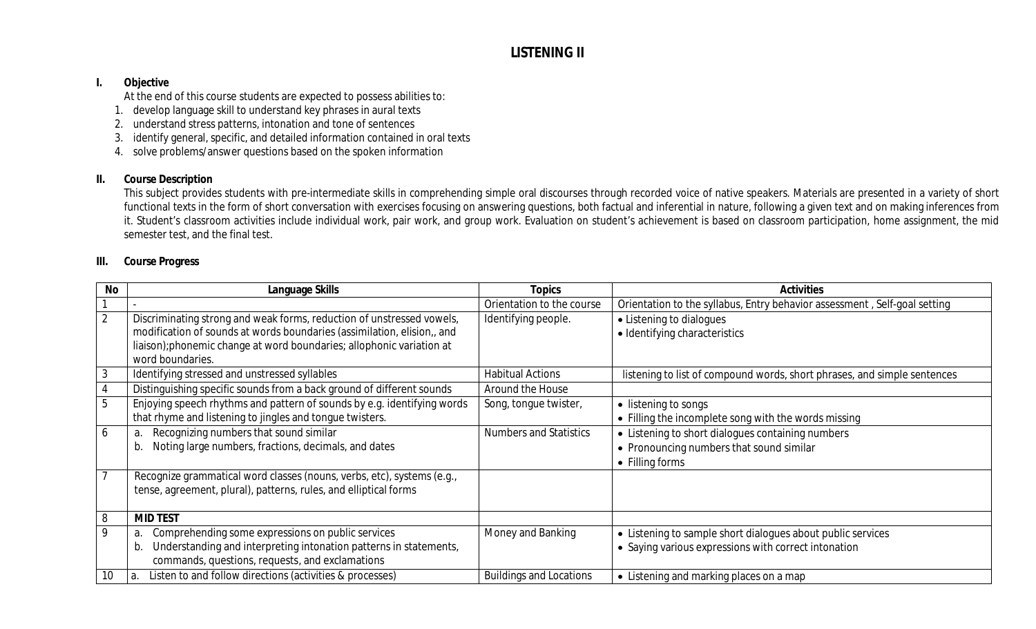# LISTENING II

## I. Objective

At the end of this course students are expected to possess abilities to:

1. develop language skill to understand key phrases in aural texts
2. understand stress patterns, intonation and tone of sentences
3. identify general, specific, and detailed information contained in oral texts
4. solve problems/answer questions based on the spoken information

## II. Course Description

This subject provides students with pre-intermediate skills in comprehending simple oral discourses through recorded voice of native speakers. Materials are presented in a variety of short functional texts in the form of short conversation with exercises focusing on answering questions, both factual and inferential in nature, following a given text and on making inferences from it. Student's classroom activities include individual work, pair work, and group work. Evaluation on student's achievement is based on classroom participation, home assignment, the mid semester test, and the final test.

## III. Course Progress

| No | Language Skills | Topics | Activities |
|---|---|---|---|
| 1 | - | Orientation to the course | Orientation to the syllabus, Entry behavior assessment , Self-goal setting |
| 2 | Discriminating strong and weak forms, reduction of unstressed vowels, modification of sounds at words boundaries (assimilation, elision,, and liaison);phonemic change at word boundaries; allophonic variation at word boundaries. | Identifying people. | • Listening to dialogues<br>• Identifying characteristics |
| 3 | Identifying stressed and unstressed syllables | Habitual Actions | listening to list of compound words, short phrases, and simple sentences |
| 4 | Distinguishing specific sounds from a back ground of different sounds | Around the House | |
| 5 | Enjoying speech rhythms and pattern of sounds by e.g. identifying words that rhyme and listening to jingles and tongue twisters. | Song, tongue twister, | • listening to songs<br>• Filling the incomplete song with the words missing |
| 6 | a. Recognizing numbers that sound similar<br>b. Noting large numbers, fractions, decimals, and dates | Numbers and Statistics | • Listening to short dialogues containing numbers<br>• Pronouncing numbers that sound similar<br>• Filling forms |
| 7 | Recognize grammatical word classes (nouns, verbs, etc), systems (e.g., tense, agreement, plural), patterns, rules, and elliptical forms | | |
| 8 | **MID TEST** | | |
| 9 | a. Comprehending some expressions on public services<br>b. Understanding and interpreting intonation patterns in statements, commands, questions, requests, and exclamations | Money and Banking | • Listening to sample short dialogues about public services<br>• Saying various expressions with correct intonation |
| 10 | a. Listen to and follow directions (activities & processes) | Buildings and Locations | • Listening and marking places on a map |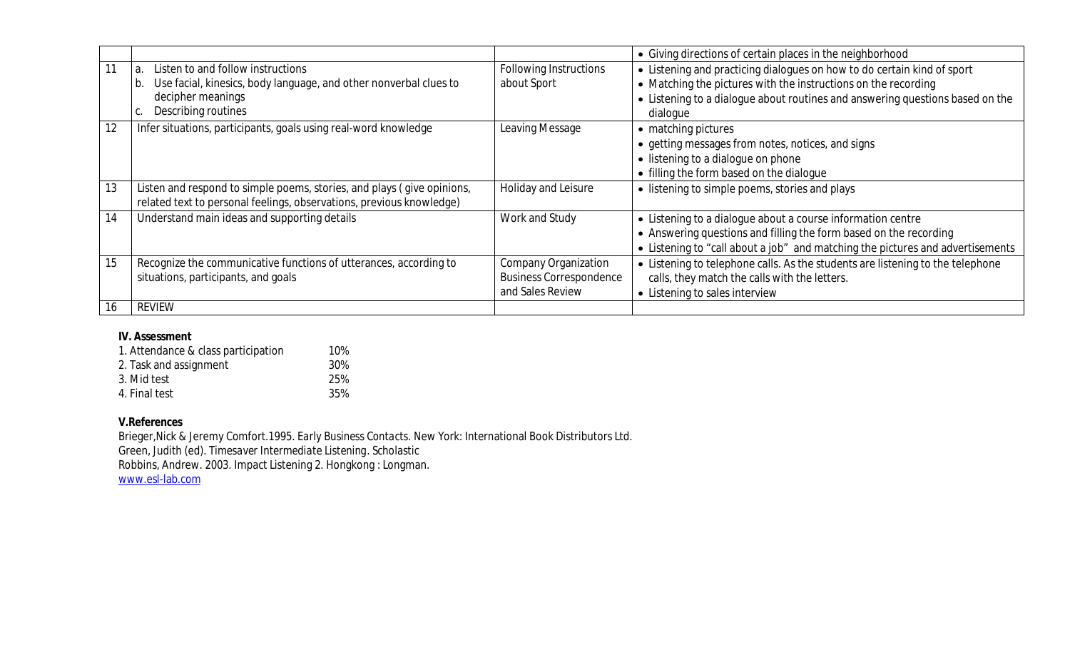| | | | |
|---|---|---|---|
| | | | • Giving directions of certain places in the neighborhood |
| 11 | a. Listen to and follow instructions<br>b. Use facial, kinesics, body language, and other nonverbal clues to decipher meanings<br>c. Describing routines | Following Instructions about Sport | • Listening and practicing dialogues on how to do certain kind of sport<br>• Matching the pictures with the instructions on the recording<br>• Listening to a dialogue about routines and answering questions based on the dialogue |
| 12 | Infer situations, participants, goals using real-word knowledge | Leaving Message | • matching pictures<br>• getting messages from notes, notices, and signs<br>• listening to a dialogue on phone<br>• filling the form based on the dialogue |
| 13 | Listen and respond to simple poems, stories, and plays ( give opinions, related text to personal feelings, observations, previous knowledge) | Holiday and Leisure | • listening to simple poems, stories and plays |
| 14 | Understand main ideas and supporting details | Work and Study | • Listening to a dialogue about a course information centre<br>• Answering questions and filling the form based on the recording<br>• Listening to "call about a job" and matching the pictures and advertisements |
| 15 | Recognize the communicative functions of utterances, according to situations, participants, and goals | Company Organization Business Correspondence and Sales Review | • Listening to telephone calls. As the students are listening to the telephone calls, they match the calls with the letters.<br>• Listening to sales interview |
| 16 | REVIEW | | |

**IV. Assessment**

| | |
|---|---|
| 1. Attendance & class participation | 10% |
| 2. Task and assignment | 30% |
| 3. Mid test | 25% |
| 4. Final test | 35% |

**V.References**

Brieger,Nick & Jeremy Comfort.1995. *Early Business Contacts*. New York: International Book Distributors Ltd.
Green, Judith (ed). *Timesaver Intermediate Listening*. Scholastic
Robbins, Andrew. 2003. Impact Listening 2. Hongkong : Longman.
www.esl-lab.com